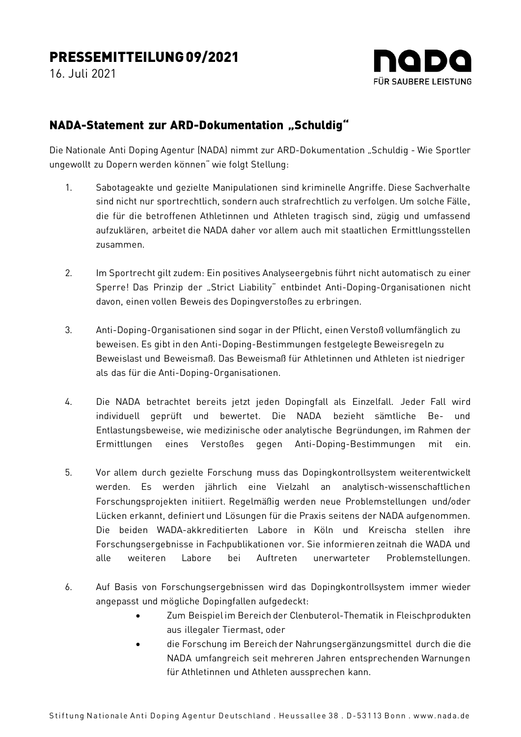# PRESSEMITTEILUNG 09/2021

16. Juli 2021

NADA FÜR SAUBERE LEISTUNG

## NADA-Statement zur ARD-Dokumentation „Schuldig"

Die Nationale Anti Doping Agentur (NADA) nimmt zur ARD-Dokumentation „Schuldig - Wie Sportler ungewollt zu Dopern werden können" wie folgt Stellung:

1. Sabotageakte und gezielte Manipulationen sind kriminelle Angriffe. Diese Sachverhalte sind nicht nur sportrechtlich, sondern auch strafrechtlich zu verfolgen. Um solche Fälle, die für die betroffenen Athletinnen und Athleten tragisch sind, zügig und umfassend aufzuklären, arbeitet die NADA daher vor allem auch mit staatlichen Ermittlungsstellen zusammen.

2. Im Sportrecht gilt zudem: Ein positives Analyseergebnis führt nicht automatisch zu einer Sperre! Das Prinzip der „Strict Liability" entbindet Anti-Doping-Organisationen nicht davon, einen vollen Beweis des Dopingverstoßes zu erbringen.

3. Anti-Doping-Organisationen sind sogar in der Pflicht, einen Verstoß vollumfänglich zu beweisen. Es gibt in den Anti-Doping-Bestimmungen festgelegte Beweisregeln zu Beweislast und Beweismaß. Das Beweismaß für Athletinnen und Athleten ist niedriger als das für die Anti-Doping-Organisationen.

4. Die NADA betrachtet bereits jetzt jeden Dopingfall als Einzelfall. Jeder Fall wird individuell geprüft und bewertet. Die NADA bezieht sämtliche Be- und Entlastungsbeweise, wie medizinische oder analytische Begründungen, im Rahmen der Ermittlungen eines Verstoßes gegen Anti-Doping-Bestimmungen mit ein.

5. Vor allem durch gezielte Forschung muss das Dopingkontrollsystem weiterentwickelt werden. Es werden jährlich eine Vielzahl an analytisch-wissenschaftlichen Forschungsprojekten initiiert. Regelmäßig werden neue Problemstellungen und/oder Lücken erkannt, definiert und Lösungen für die Praxis seitens der NADA aufgenommen. Die beiden WADA-akkreditierten Labore in Köln und Kreischa stellen ihre Forschungsergebnisse in Fachpublikationen vor. Sie informieren zeitnah die WADA und alle weiteren Labore bei Auftreten unerwarteter Problemstellungen.

6. Auf Basis von Forschungsergebnissen wird das Dopingkontrollsystem immer wieder angepasst und mögliche Dopingfallen aufgedeckt:
   - Zum Beispiel im Bereich der Clenbuterol-Thematik in Fleischprodukten aus illegaler Tiermast, oder
   - die Forschung im Bereich der Nahrungsergänzungsmittel durch die die NADA umfangreich seit mehreren Jahren entsprechenden Warnungen für Athletinnen und Athleten aussprechen kann.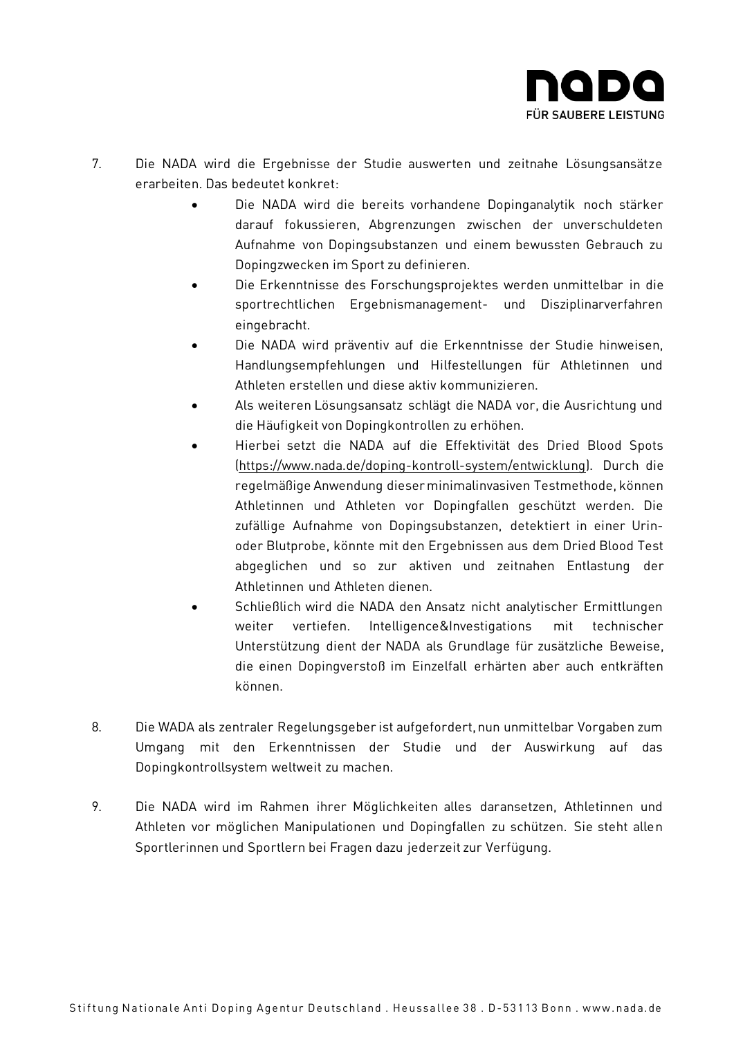7. Die NADA wird die Ergebnisse der Studie auswerten und zeitnahe Lösungsansätze erarbeiten. Das bedeutet konkret:
   - Die NADA wird die bereits vorhandene Dopinganalytik noch stärker darauf fokussieren, Abgrenzungen zwischen der unverschuldeten Aufnahme von Dopingsubstanzen und einem bewussten Gebrauch zu Dopingzwecken im Sport zu definieren.
   - Die Erkenntnisse des Forschungsprojektes werden unmittelbar in die sportrechtlichen Ergebnismanagement- und Disziplinarverfahren eingebracht.
   - Die NADA wird präventiv auf die Erkenntnisse der Studie hinweisen, Handlungsempfehlungen und Hilfestellungen für Athletinnen und Athleten erstellen und diese aktiv kommunizieren.
   - Als weiteren Lösungsansatz schlägt die NADA vor, die Ausrichtung und die Häufigkeit von Dopingkontrollen zu erhöhen.
   - Hierbei setzt die NADA auf die Effektivität des Dried Blood Spots (https://www.nada.de/doping-kontroll-system/entwicklung). Durch die regelmäßige Anwendung dieser minimalinvasiven Testmethode, können Athletinnen und Athleten vor Dopingfallen geschützt werden. Die zufällige Aufnahme von Dopingsubstanzen, detektiert in einer Urin- oder Blutprobe, könnte mit den Ergebnissen aus dem Dried Blood Test abgeglichen und so zur aktiven und zeitnahen Entlastung der Athletinnen und Athleten dienen.
   - Schließlich wird die NADA den Ansatz nicht analytischer Ermittlungen weiter vertiefen. Intelligence&Investigations mit technischer Unterstützung dient der NADA als Grundlage für zusätzliche Beweise, die einen Dopingverstoß im Einzelfall erhärten aber auch entkräften können.

8. Die WADA als zentraler Regelungsgeber ist aufgefordert, nun unmittelbar Vorgaben zum Umgang mit den Erkenntnissen der Studie und der Auswirkung auf das Dopingkontrollsystem weltweit zu machen.

9. Die NADA wird im Rahmen ihrer Möglichkeiten alles daransetzen, Athletinnen und Athleten vor möglichen Manipulationen und Dopingfallen zu schützen. Sie steht allen Sportlerinnen und Sportlern bei Fragen dazu jederzeit zur Verfügung.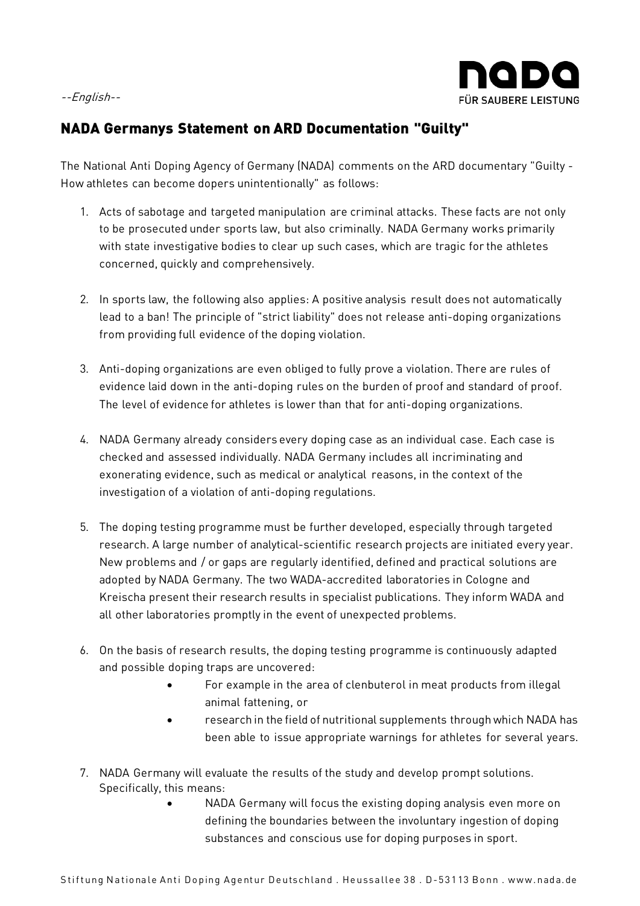*--English--*

## NADA Germanys Statement on ARD Documentation "Guilty"

The National Anti Doping Agency of Germany (NADA) comments on the ARD documentary "Guilty - How athletes can become dopers unintentionally" as follows:

1. Acts of sabotage and targeted manipulation are criminal attacks. These facts are not only to be prosecuted under sports law, but also criminally. NADA Germany works primarily with state investigative bodies to clear up such cases, which are tragic for the athletes concerned, quickly and comprehensively.

2. In sports law, the following also applies: A positive analysis result does not automatically lead to a ban! The principle of "strict liability" does not release anti-doping organizations from providing full evidence of the doping violation.

3. Anti-doping organizations are even obliged to fully prove a violation. There are rules of evidence laid down in the anti-doping rules on the burden of proof and standard of proof. The level of evidence for athletes is lower than that for anti-doping organizations.

4. NADA Germany already considers every doping case as an individual case. Each case is checked and assessed individually. NADA Germany includes all incriminating and exonerating evidence, such as medical or analytical reasons, in the context of the investigation of a violation of anti-doping regulations.

5. The doping testing programme must be further developed, especially through targeted research. A large number of analytical-scientific research projects are initiated every year. New problems and / or gaps are regularly identified, defined and practical solutions are adopted by NADA Germany. The two WADA-accredited laboratories in Cologne and Kreischa present their research results in specialist publications. They inform WADA and all other laboratories promptly in the event of unexpected problems.

6. On the basis of research results, the doping testing programme is continuously adapted and possible doping traps are uncovered:
   - For example in the area of clenbuterol in meat products from illegal animal fattening, or
   - research in the field of nutritional supplements through which NADA has been able to issue appropriate warnings for athletes for several years.

7. NADA Germany will evaluate the results of the study and develop prompt solutions. Specifically, this means:
   - NADA Germany will focus the existing doping analysis even more on defining the boundaries between the involuntary ingestion of doping substances and conscious use for doping purposes in sport.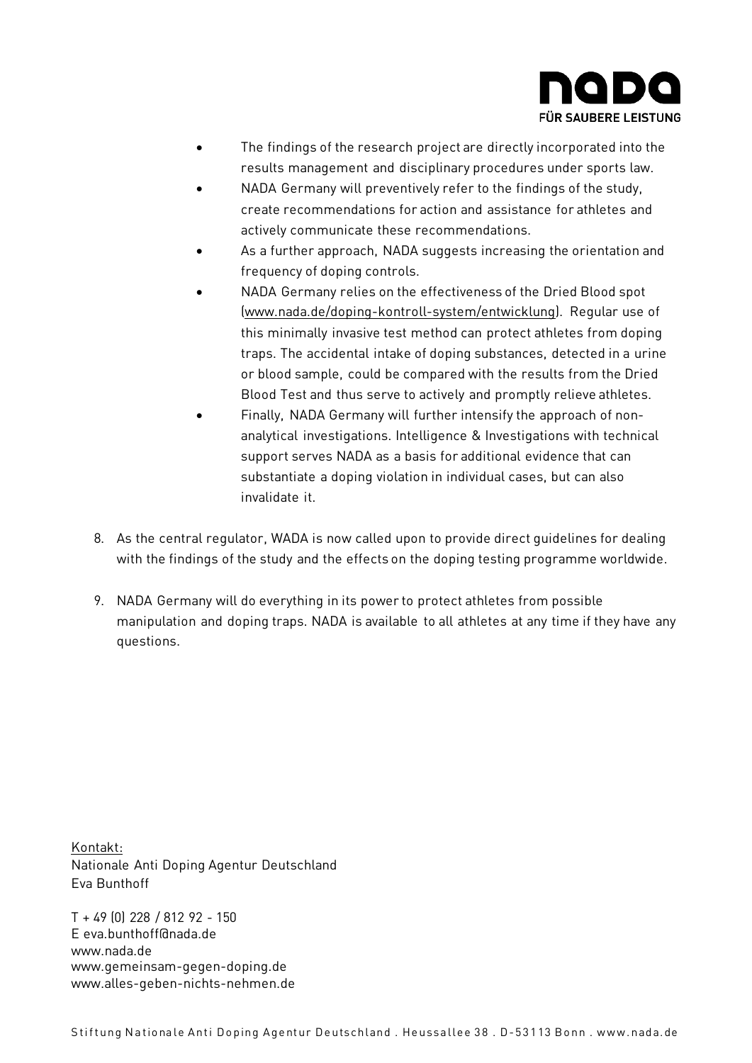- The findings of the research project are directly incorporated into the results management and disciplinary procedures under sports law.
- NADA Germany will preventively refer to the findings of the study, create recommendations for action and assistance for athletes and actively communicate these recommendations.
- As a further approach, NADA suggests increasing the orientation and frequency of doping controls.
- NADA Germany relies on the effectiveness of the Dried Blood spot (www.nada.de/doping-kontroll-system/entwicklung). Regular use of this minimally invasive test method can protect athletes from doping traps. The accidental intake of doping substances, detected in a urine or blood sample, could be compared with the results from the Dried Blood Test and thus serve to actively and promptly relieve athletes.
- Finally, NADA Germany will further intensify the approach of non-analytical investigations. Intelligence & Investigations with technical support serves NADA as a basis for additional evidence that can substantiate a doping violation in individual cases, but can also invalidate it.

8. As the central regulator, WADA is now called upon to provide direct guidelines for dealing with the findings of the study and the effects on the doping testing programme worldwide.

9. NADA Germany will do everything in its power to protect athletes from possible manipulation and doping traps. NADA is available to all athletes at any time if they have any questions.

Kontakt:
Nationale Anti Doping Agentur Deutschland
Eva Bunthoff

T + 49 (0) 228 / 812 92 - 150
E eva.bunthoff@nada.de
www.nada.de
www.gemeinsam-gegen-doping.de
www.alles-geben-nichts-nehmen.de